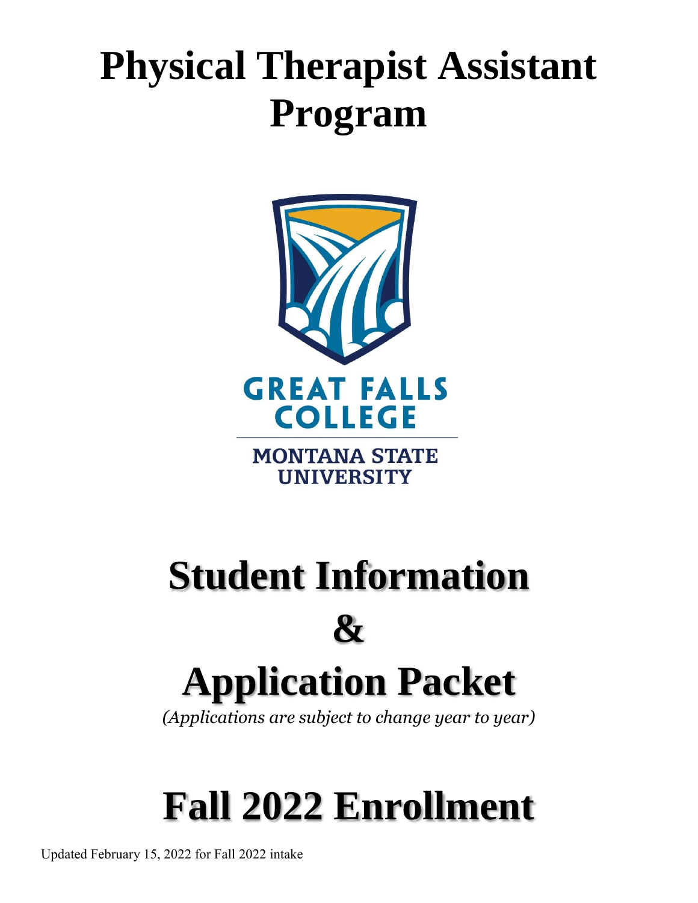# Physical Therapist Assistant Program

GREAT FALLS COLLEGE

MONTANA STATE UNIVERSITY

# Student Information & Application Packet

*(Applications are subject to change year to year)*

# Fall 2022 Enrollment

Updated February 15, 2022 for Fall 2022 intake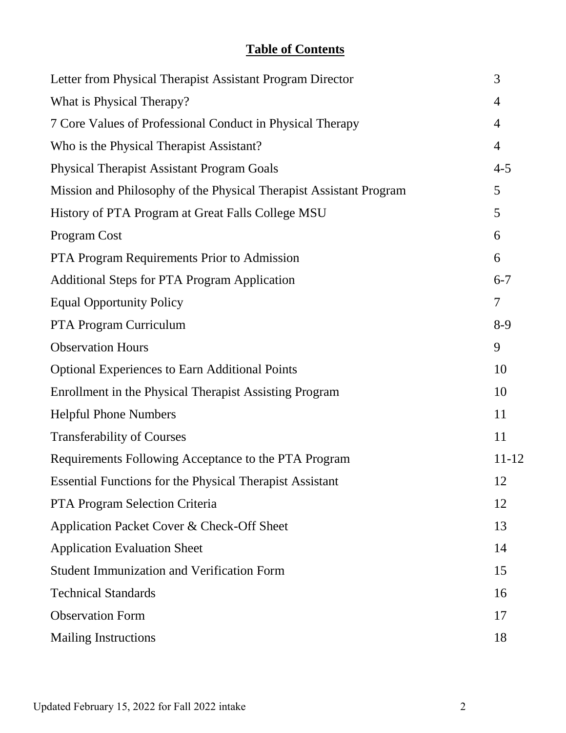# Table of Contents

| | |
|---|---|
| Letter from Physical Therapist Assistant Program Director | 3 |
| What is Physical Therapy? | 4 |
| 7 Core Values of Professional Conduct in Physical Therapy | 4 |
| Who is the Physical Therapist Assistant? | 4 |
| Physical Therapist Assistant Program Goals | 4-5 |
| Mission and Philosophy of the Physical Therapist Assistant Program | 5 |
| History of PTA Program at Great Falls College MSU | 5 |
| Program Cost | 6 |
| PTA Program Requirements Prior to Admission | 6 |
| Additional Steps for PTA Program Application | 6-7 |
| Equal Opportunity Policy | 7 |
| PTA Program Curriculum | 8-9 |
| Observation Hours | 9 |
| Optional Experiences to Earn Additional Points | 10 |
| Enrollment in the Physical Therapist Assisting Program | 10 |
| Helpful Phone Numbers | 11 |
| Transferability of Courses | 11 |
| Requirements Following Acceptance to the PTA Program | 11-12 |
| Essential Functions for the Physical Therapist Assistant | 12 |
| PTA Program Selection Criteria | 12 |
| Application Packet Cover & Check-Off Sheet | 13 |
| Application Evaluation Sheet | 14 |
| Student Immunization and Verification Form | 15 |
| Technical Standards | 16 |
| Observation Form | 17 |
| Mailing Instructions | 18 |

Updated February 15, 2022 for Fall 2022 intake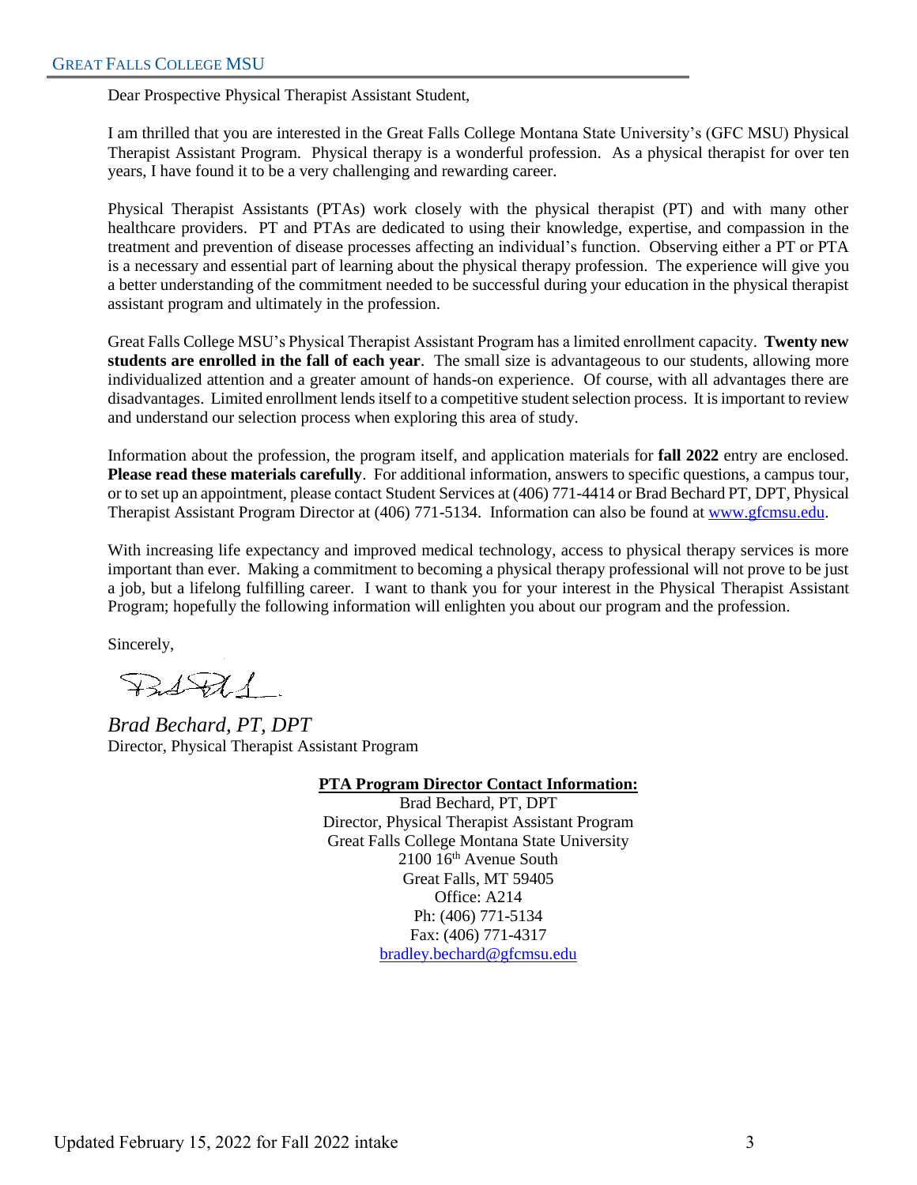Dear Prospective Physical Therapist Assistant Student,

I am thrilled that you are interested in the Great Falls College Montana State University's (GFC MSU) Physical Therapist Assistant Program. Physical therapy is a wonderful profession. As a physical therapist for over ten years, I have found it to be a very challenging and rewarding career.

Physical Therapist Assistants (PTAs) work closely with the physical therapist (PT) and with many other healthcare providers. PT and PTAs are dedicated to using their knowledge, expertise, and compassion in the treatment and prevention of disease processes affecting an individual's function. Observing either a PT or PTA is a necessary and essential part of learning about the physical therapy profession. The experience will give you a better understanding of the commitment needed to be successful during your education in the physical therapist assistant program and ultimately in the profession.

Great Falls College MSU's Physical Therapist Assistant Program has a limited enrollment capacity. **Twenty new students are enrolled in the fall of each year**. The small size is advantageous to our students, allowing more individualized attention and a greater amount of hands-on experience. Of course, with all advantages there are disadvantages. Limited enrollment lends itself to a competitive student selection process. It is important to review and understand our selection process when exploring this area of study.

Information about the profession, the program itself, and application materials for **fall 2022** entry are enclosed. **Please read these materials carefully**. For additional information, answers to specific questions, a campus tour, or to set up an appointment, please contact Student Services at (406) 771-4414 or Brad Bechard PT, DPT, Physical Therapist Assistant Program Director at (406) 771-5134. Information can also be found at www.gfcmsu.edu.

With increasing life expectancy and improved medical technology, access to physical therapy services is more important than ever. Making a commitment to becoming a physical therapy professional will not prove to be just a job, but a lifelong fulfilling career. I want to thank you for your interest in the Physical Therapist Assistant Program; hopefully the following information will enlighten you about our program and the profession.

Sincerely,

*Brad Bechard, PT, DPT*
Director, Physical Therapist Assistant Program

**PTA Program Director Contact Information:**

Brad Bechard, PT, DPT
Director, Physical Therapist Assistant Program
Great Falls College Montana State University
2100 16th Avenue South
Great Falls, MT 59405
Office: A214
Ph: (406) 771-5134
Fax: (406) 771-4317
bradley.bechard@gfcmsu.edu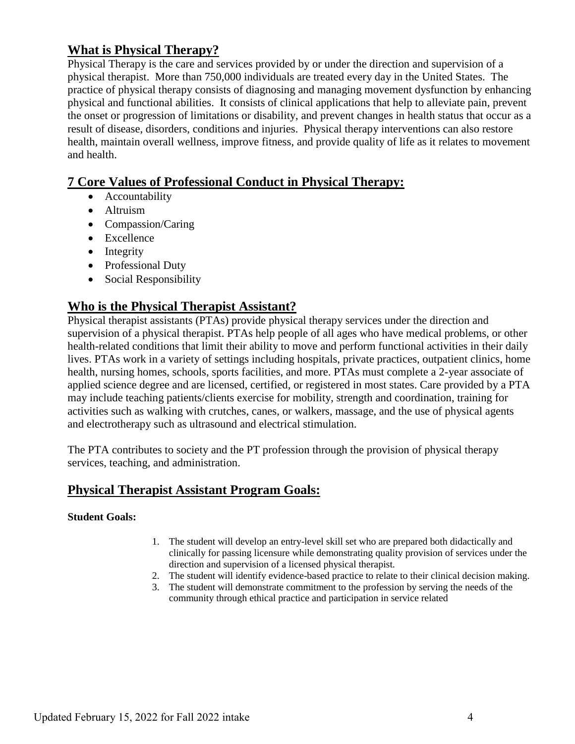## What is Physical Therapy?

Physical Therapy is the care and services provided by or under the direction and supervision of a physical therapist. More than 750,000 individuals are treated every day in the United States. The practice of physical therapy consists of diagnosing and managing movement dysfunction by enhancing physical and functional abilities. It consists of clinical applications that help to alleviate pain, prevent the onset or progression of limitations or disability, and prevent changes in health status that occur as a result of disease, disorders, conditions and injuries. Physical therapy interventions can also restore health, maintain overall wellness, improve fitness, and provide quality of life as it relates to movement and health.

## 7 Core Values of Professional Conduct in Physical Therapy:

- Accountability
- Altruism
- Compassion/Caring
- Excellence
- Integrity
- Professional Duty
- Social Responsibility

## Who is the Physical Therapist Assistant?

Physical therapist assistants (PTAs) provide physical therapy services under the direction and supervision of a physical therapist. PTAs help people of all ages who have medical problems, or other health-related conditions that limit their ability to move and perform functional activities in their daily lives. PTAs work in a variety of settings including hospitals, private practices, outpatient clinics, home health, nursing homes, schools, sports facilities, and more. PTAs must complete a 2-year associate of applied science degree and are licensed, certified, or registered in most states. Care provided by a PTA may include teaching patients/clients exercise for mobility, strength and coordination, training for activities such as walking with crutches, canes, or walkers, massage, and the use of physical agents and electrotherapy such as ultrasound and electrical stimulation.

The PTA contributes to society and the PT profession through the provision of physical therapy services, teaching, and administration.

## Physical Therapist Assistant Program Goals:

**Student Goals:**

1. The student will develop an entry-level skill set who are prepared both didactically and clinically for passing licensure while demonstrating quality provision of services under the direction and supervision of a licensed physical therapist.
2. The student will identify evidence-based practice to relate to their clinical decision making.
3. The student will demonstrate commitment to the profession by serving the needs of the community through ethical practice and participation in service related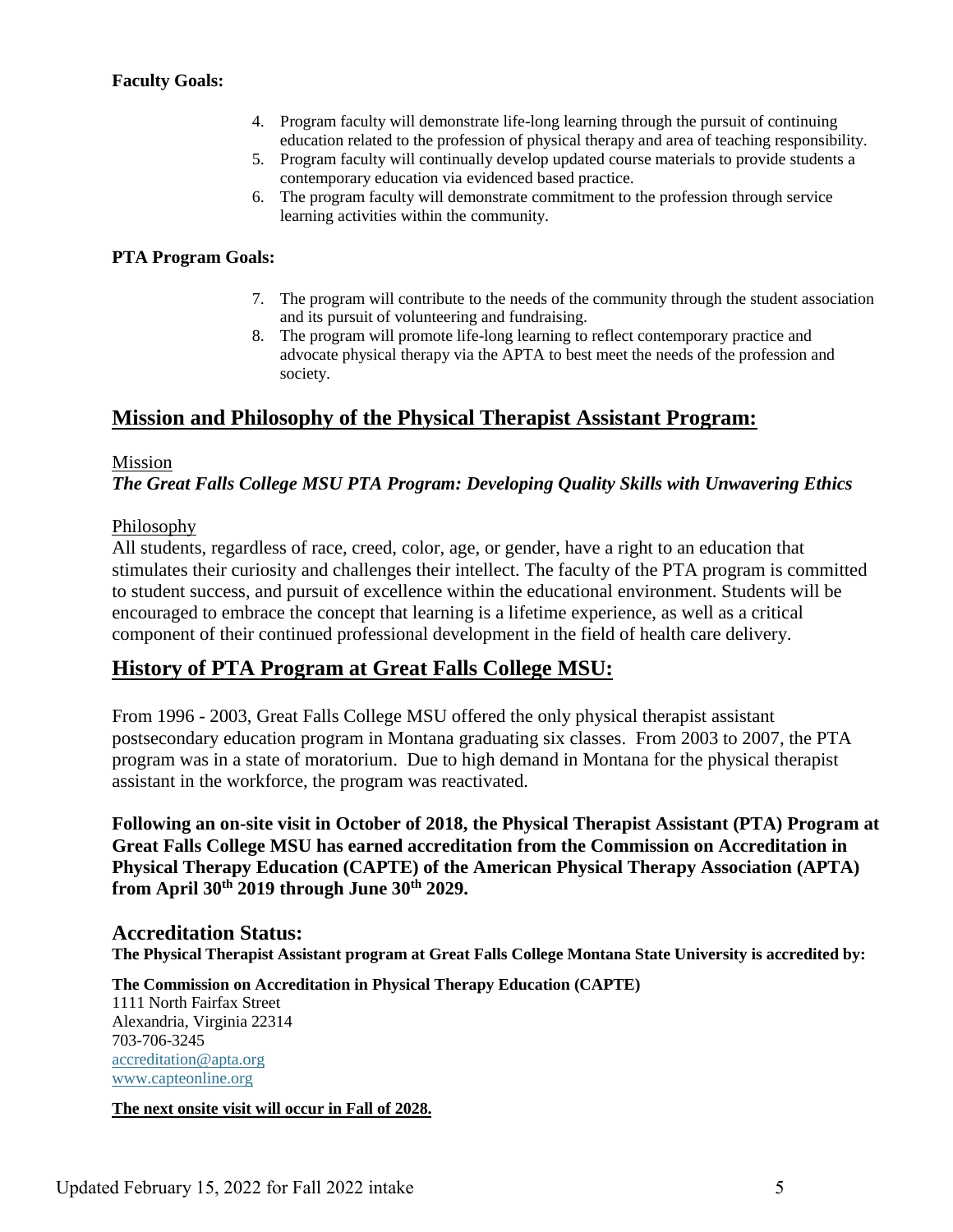**Faculty Goals:**

4. Program faculty will demonstrate life-long learning through the pursuit of continuing education related to the profession of physical therapy and area of teaching responsibility.
5. Program faculty will continually develop updated course materials to provide students a contemporary education via evidenced based practice.
6. The program faculty will demonstrate commitment to the profession through service learning activities within the community.

**PTA Program Goals:**

7. The program will contribute to the needs of the community through the student association and its pursuit of volunteering and fundraising.
8. The program will promote life-long learning to reflect contemporary practice and advocate physical therapy via the APTA to best meet the needs of the profession and society.

## Mission and Philosophy of the Physical Therapist Assistant Program:

Mission

***The Great Falls College MSU PTA Program: Developing Quality Skills with Unwavering Ethics***

Philosophy

All students, regardless of race, creed, color, age, or gender, have a right to an education that stimulates their curiosity and challenges their intellect. The faculty of the PTA program is committed to student success, and pursuit of excellence within the educational environment. Students will be encouraged to embrace the concept that learning is a lifetime experience, as well as a critical component of their continued professional development in the field of health care delivery.

## History of PTA Program at Great Falls College MSU:

From 1996 - 2003, Great Falls College MSU offered the only physical therapist assistant postsecondary education program in Montana graduating six classes. From 2003 to 2007, the PTA program was in a state of moratorium. Due to high demand in Montana for the physical therapist assistant in the workforce, the program was reactivated.

**Following an on-site visit in October of 2018, the Physical Therapist Assistant (PTA) Program at Great Falls College MSU has earned accreditation from the Commission on Accreditation in Physical Therapy Education (CAPTE) of the American Physical Therapy Association (APTA) from April 30th 2019 through June 30th 2029.**

## Accreditation Status:

**The Physical Therapist Assistant program at Great Falls College Montana State University is accredited by:**

**The Commission on Accreditation in Physical Therapy Education (CAPTE)**
1111 North Fairfax Street
Alexandria, Virginia 22314
703-706-3245
accreditation@apta.org
www.capteonline.org

**The next onsite visit will occur in Fall of 2028.**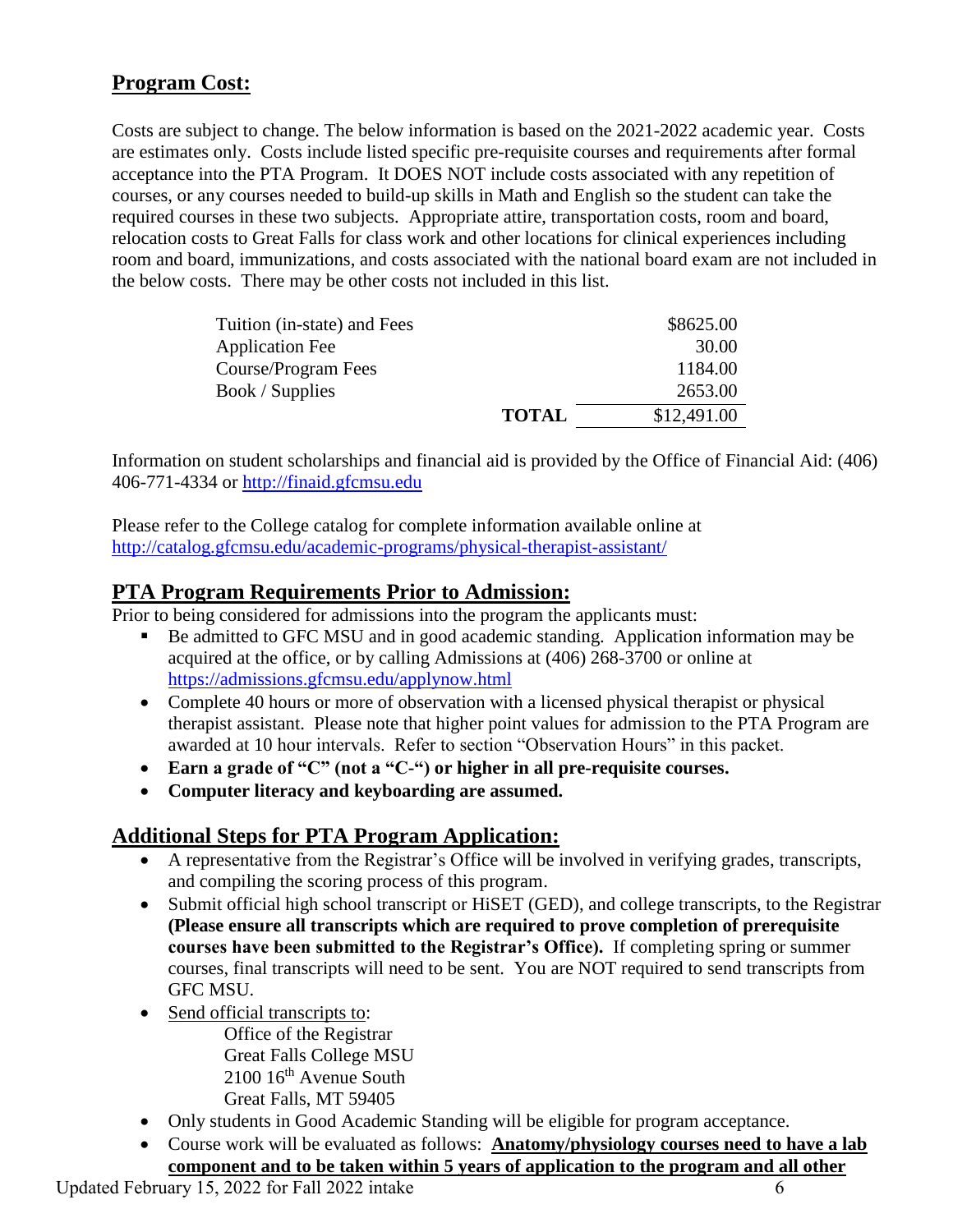## Program Cost:

Costs are subject to change. The below information is based on the 2021-2022 academic year. Costs are estimates only. Costs include listed specific pre-requisite courses and requirements after formal acceptance into the PTA Program. It DOES NOT include costs associated with any repetition of courses, or any courses needed to build-up skills in Math and English so the student can take the required courses in these two subjects. Appropriate attire, transportation costs, room and board, relocation costs to Great Falls for class work and other locations for clinical experiences including room and board, immunizations, and costs associated with the national board exam are not included in the below costs. There may be other costs not included in this list.

| | |
|---|---|
| Tuition (in-state) and Fees | $8625.00 |
| Application Fee | 30.00 |
| Course/Program Fees | 1184.00 |
| Book / Supplies | 2653.00 |
| **TOTAL** | $12,491.00 |

Information on student scholarships and financial aid is provided by the Office of Financial Aid: (406) 406-771-4334 or http://finaid.gfcmsu.edu

Please refer to the College catalog for complete information available online at http://catalog.gfcmsu.edu/academic-programs/physical-therapist-assistant/

## PTA Program Requirements Prior to Admission:

Prior to being considered for admissions into the program the applicants must:

- Be admitted to GFC MSU and in good academic standing. Application information may be acquired at the office, or by calling Admissions at (406) 268-3700 or online at https://admissions.gfcmsu.edu/applynow.html
- Complete 40 hours or more of observation with a licensed physical therapist or physical therapist assistant. Please note that higher point values for admission to the PTA Program are awarded at 10 hour intervals. Refer to section "Observation Hours" in this packet.
- **Earn a grade of "C" (not a "C-") or higher in all pre-requisite courses.**
- **Computer literacy and keyboarding are assumed.**

## Additional Steps for PTA Program Application:

- A representative from the Registrar's Office will be involved in verifying grades, transcripts, and compiling the scoring process of this program.
- Submit official high school transcript or HiSET (GED), and college transcripts, to the Registrar **(Please ensure all transcripts which are required to prove completion of prerequisite courses have been submitted to the Registrar's Office).** If completing spring or summer courses, final transcripts will need to be sent. You are NOT required to send transcripts from GFC MSU.
- Send official transcripts to:

  Office of the Registrar
  Great Falls College MSU
  2100 16th Avenue South
  Great Falls, MT 59405

- Only students in Good Academic Standing will be eligible for program acceptance.
- Course work will be evaluated as follows: **Anatomy/physiology courses need to have a lab component and to be taken within 5 years of application to the program and all other**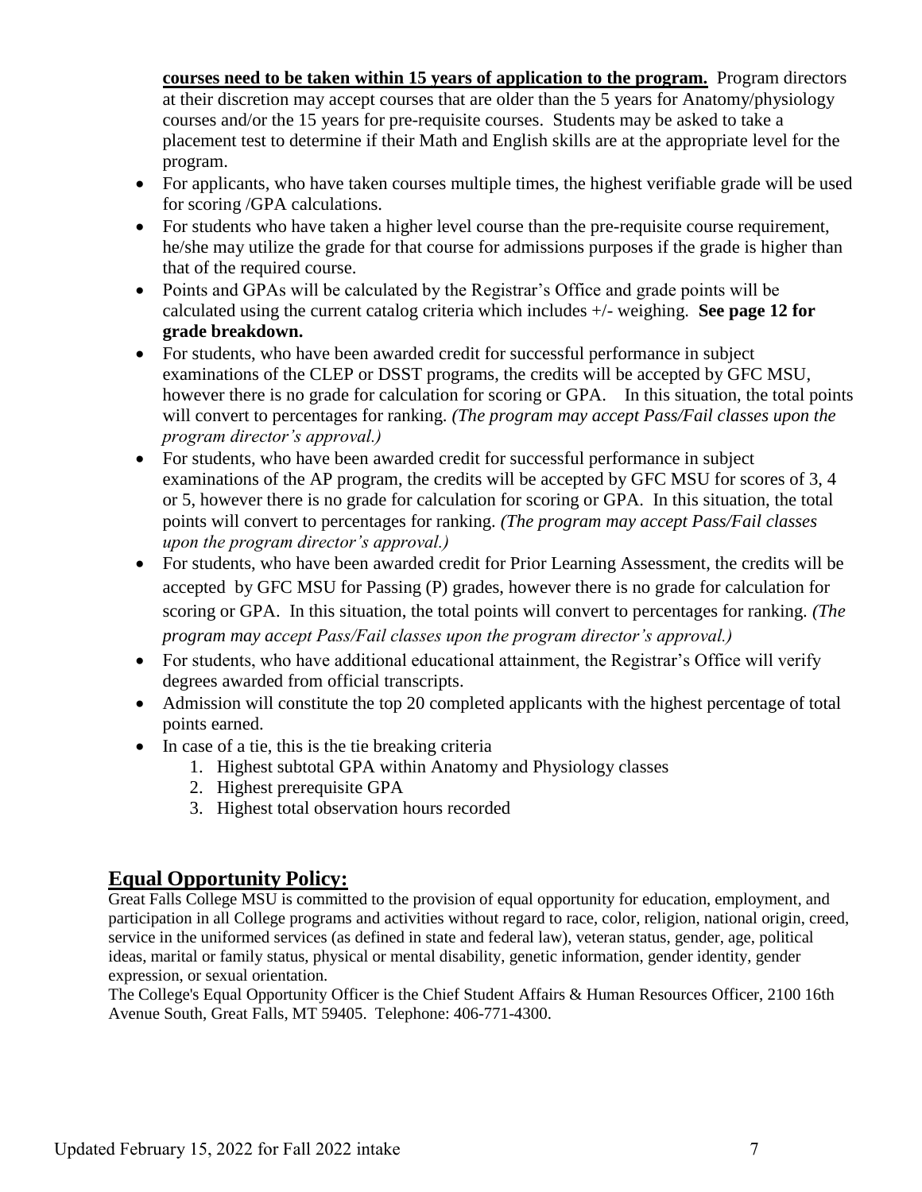**courses need to be taken within 15 years of application to the program.** Program directors at their discretion may accept courses that are older than the 5 years for Anatomy/physiology courses and/or the 15 years for pre-requisite courses. Students may be asked to take a placement test to determine if their Math and English skills are at the appropriate level for the program.

- For applicants, who have taken courses multiple times, the highest verifiable grade will be used for scoring /GPA calculations.
- For students who have taken a higher level course than the pre-requisite course requirement, he/she may utilize the grade for that course for admissions purposes if the grade is higher than that of the required course.
- Points and GPAs will be calculated by the Registrar's Office and grade points will be calculated using the current catalog criteria which includes +/- weighing. **See page 12 for grade breakdown.**
- For students, who have been awarded credit for successful performance in subject examinations of the CLEP or DSST programs, the credits will be accepted by GFC MSU, however there is no grade for calculation for scoring or GPA. In this situation, the total points will convert to percentages for ranking. *(The program may accept Pass/Fail classes upon the program director's approval.)*
- For students, who have been awarded credit for successful performance in subject examinations of the AP program, the credits will be accepted by GFC MSU for scores of 3, 4 or 5, however there is no grade for calculation for scoring or GPA. In this situation, the total points will convert to percentages for ranking. *(The program may accept Pass/Fail classes upon the program director's approval.)*
- For students, who have been awarded credit for Prior Learning Assessment, the credits will be accepted by GFC MSU for Passing (P) grades, however there is no grade for calculation for scoring or GPA. In this situation, the total points will convert to percentages for ranking. *(The program may accept Pass/Fail classes upon the program director's approval.)*
- For students, who have additional educational attainment, the Registrar's Office will verify degrees awarded from official transcripts.
- Admission will constitute the top 20 completed applicants with the highest percentage of total points earned.
- In case of a tie, this is the tie breaking criteria
    1. Highest subtotal GPA within Anatomy and Physiology classes
    2. Highest prerequisite GPA
    3. Highest total observation hours recorded

## Equal Opportunity Policy:

Great Falls College MSU is committed to the provision of equal opportunity for education, employment, and participation in all College programs and activities without regard to race, color, religion, national origin, creed, service in the uniformed services (as defined in state and federal law), veteran status, gender, age, political ideas, marital or family status, physical or mental disability, genetic information, gender identity, gender expression, or sexual orientation.

The College's Equal Opportunity Officer is the Chief Student Affairs & Human Resources Officer, 2100 16th Avenue South, Great Falls, MT 59405. Telephone: 406-771-4300.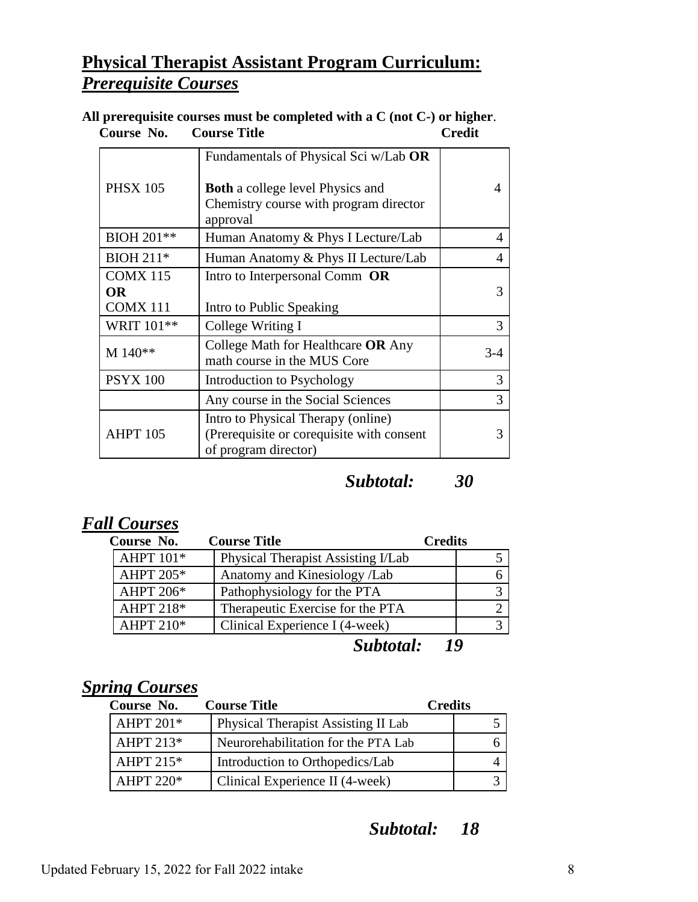# Physical Therapist Assistant Program Curriculum:

## *Prerequisite Courses*

**All prerequisite courses must be completed with a C (not C-) or higher**.

| Course No. | Course Title | Credit |
|---|---|---|
| PHSX 105 | Fundamentals of Physical Sci w/Lab **OR**<br><br>**Both** a college level Physics and Chemistry course with program director approval | 4 |
| BIOH 201** | Human Anatomy & Phys I Lecture/Lab | 4 |
| BIOH 211* | Human Anatomy & Phys II Lecture/Lab | 4 |
| COMX 115 **OR** COMX 111 | Intro to Interpersonal Comm **OR**<br><br>Intro to Public Speaking | 3 |
| WRIT 101** | College Writing I | 3 |
| M 140** | College Math for Healthcare **OR** Any math course in the MUS Core | 3-4 |
| PSYX 100 | Introduction to Psychology | 3 |
| | Any course in the Social Sciences | 3 |
| AHPT 105 | Intro to Physical Therapy (online) (Prerequisite or corequisite with consent of program director) | 3 |

***Subtotal: 30***

## *Fall Courses*

| Course No. | Course Title | Credits |
|---|---|---|
| AHPT 101* | Physical Therapist Assisting I/Lab | 5 |
| AHPT 205* | Anatomy and Kinesiology /Lab | 6 |
| AHPT 206* | Pathophysiology for the PTA | 3 |
| AHPT 218* | Therapeutic Exercise for the PTA | 2 |
| AHPT 210* | Clinical Experience I (4-week) | 3 |

***Subtotal: 19***

## *Spring Courses*

| Course No. | Course Title | Credits |
|---|---|---|
| AHPT 201* | Physical Therapist Assisting II Lab | 5 |
| AHPT 213* | Neurorehabilitation for the PTA Lab | 6 |
| AHPT 215* | Introduction to Orthopedics/Lab | 4 |
| AHPT 220* | Clinical Experience II (4-week) | 3 |

***Subtotal: 18***

Updated February 15, 2022 for Fall 2022 intake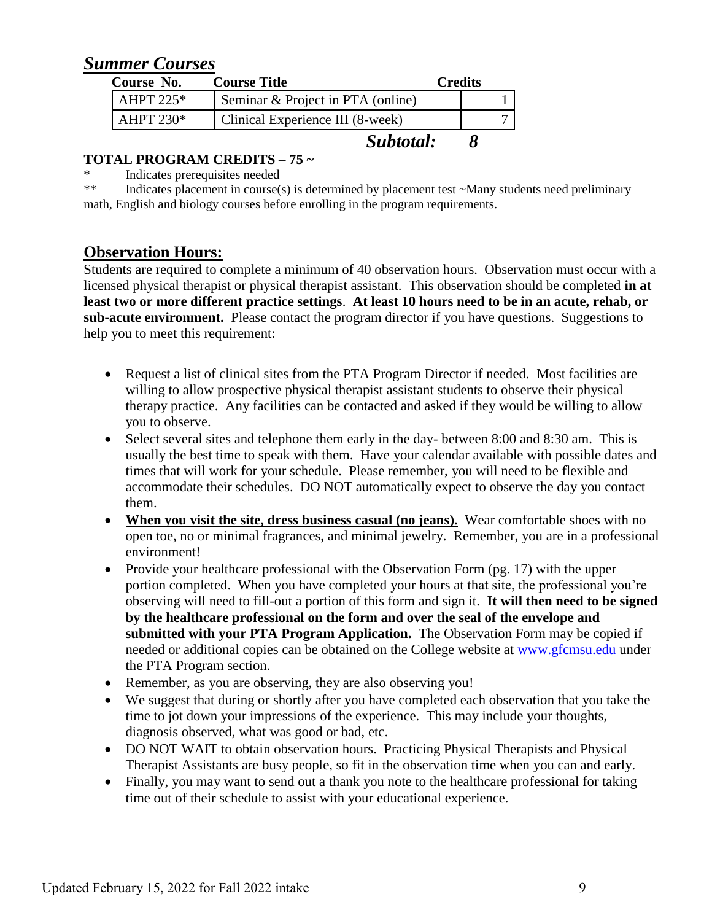## *Summer Courses*

| Course No. | Course Title | Credits |
|---|---|---|
| AHPT 225* | Seminar & Project in PTA (online) | 1 |
| AHPT 230* | Clinical Experience III (8-week) | 7 |
| | ***Subtotal:*** | ***8*** |

**TOTAL PROGRAM CREDITS – 75 ~**

\* Indicates prerequisites needed

\** Indicates placement in course(s) is determined by placement test ~Many students need preliminary math, English and biology courses before enrolling in the program requirements.

## Observation Hours:

Students are required to complete a minimum of 40 observation hours. Observation must occur with a licensed physical therapist or physical therapist assistant. This observation should be completed **in at least two or more different practice settings**. **At least 10 hours need to be in an acute, rehab, or sub-acute environment.** Please contact the program director if you have questions. Suggestions to help you to meet this requirement:

- Request a list of clinical sites from the PTA Program Director if needed. Most facilities are willing to allow prospective physical therapist assistant students to observe their physical therapy practice. Any facilities can be contacted and asked if they would be willing to allow you to observe.
- Select several sites and telephone them early in the day- between 8:00 and 8:30 am. This is usually the best time to speak with them. Have your calendar available with possible dates and times that will work for your schedule. Please remember, you will need to be flexible and accommodate their schedules. DO NOT automatically expect to observe the day you contact them.
- **When you visit the site, dress business casual (no jeans).** Wear comfortable shoes with no open toe, no or minimal fragrances, and minimal jewelry. Remember, you are in a professional environment!
- Provide your healthcare professional with the Observation Form (pg. 17) with the upper portion completed. When you have completed your hours at that site, the professional you're observing will need to fill-out a portion of this form and sign it. **It will then need to be signed by the healthcare professional on the form and over the seal of the envelope and submitted with your PTA Program Application.** The Observation Form may be copied if needed or additional copies can be obtained on the College website at www.gfcmsu.edu under the PTA Program section.
- Remember, as you are observing, they are also observing you!
- We suggest that during or shortly after you have completed each observation that you take the time to jot down your impressions of the experience. This may include your thoughts, diagnosis observed, what was good or bad, etc.
- DO NOT WAIT to obtain observation hours. Practicing Physical Therapists and Physical Therapist Assistants are busy people, so fit in the observation time when you can and early.
- Finally, you may want to send out a thank you note to the healthcare professional for taking time out of their schedule to assist with your educational experience.

Updated February 15, 2022 for Fall 2022 intake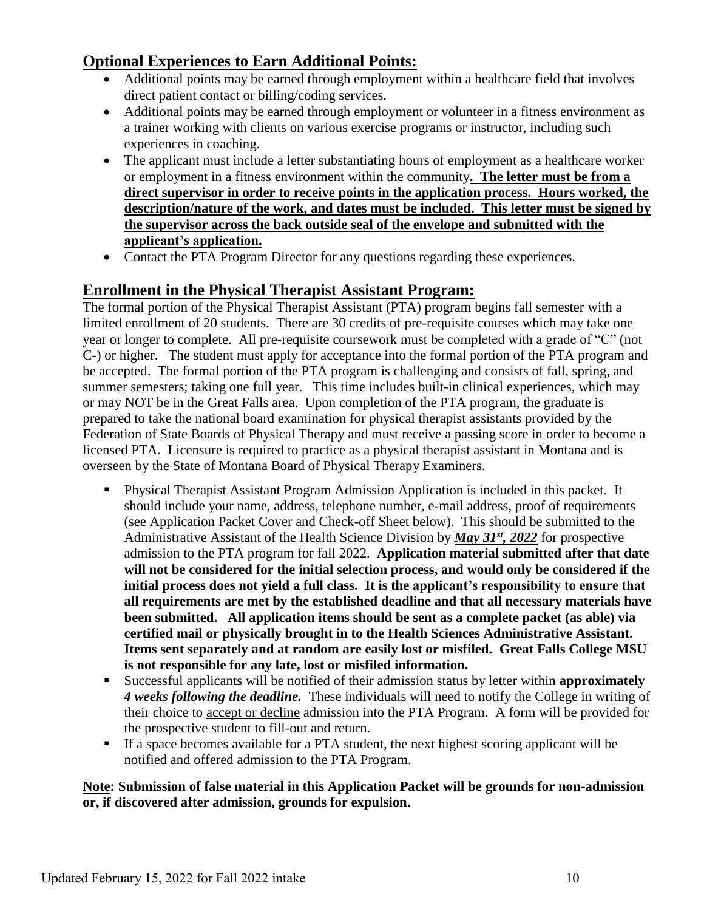## Optional Experiences to Earn Additional Points:

- Additional points may be earned through employment within a healthcare field that involves direct patient contact or billing/coding services.
- Additional points may be earned through employment or volunteer in a fitness environment as a trainer working with clients on various exercise programs or instructor, including such experiences in coaching.
- The applicant must include a letter substantiating hours of employment as a healthcare worker or employment in a fitness environment within the community**. The letter must be from a direct supervisor in order to receive points in the application process. Hours worked, the description/nature of the work, and dates must be included. This letter must be signed by the supervisor across the back outside seal of the envelope and submitted with the applicant's application.**
- Contact the PTA Program Director for any questions regarding these experiences.

## Enrollment in the Physical Therapist Assistant Program:

The formal portion of the Physical Therapist Assistant (PTA) program begins fall semester with a limited enrollment of 20 students. There are 30 credits of pre-requisite courses which may take one year or longer to complete. All pre-requisite coursework must be completed with a grade of "C" (not C-) or higher. The student must apply for acceptance into the formal portion of the PTA program and be accepted. The formal portion of the PTA program is challenging and consists of fall, spring, and summer semesters; taking one full year. This time includes built-in clinical experiences, which may or may NOT be in the Great Falls area. Upon completion of the PTA program, the graduate is prepared to take the national board examination for physical therapist assistants provided by the Federation of State Boards of Physical Therapy and must receive a passing score in order to become a licensed PTA. Licensure is required to practice as a physical therapist assistant in Montana and is overseen by the State of Montana Board of Physical Therapy Examiners.

- Physical Therapist Assistant Program Admission Application is included in this packet. It should include your name, address, telephone number, e-mail address, proof of requirements (see Application Packet Cover and Check-off Sheet below). This should be submitted to the Administrative Assistant of the Health Science Division by ***May 31st, 2022*** for prospective admission to the PTA program for fall 2022. **Application material submitted after that date will not be considered for the initial selection process, and would only be considered if the initial process does not yield a full class. It is the applicant's responsibility to ensure that all requirements are met by the established deadline and that all necessary materials have been submitted. All application items should be sent as a complete packet (as able) via certified mail or physically brought in to the Health Sciences Administrative Assistant. Items sent separately and at random are easily lost or misfiled. Great Falls College MSU is not responsible for any late, lost or misfiled information.**
- Successful applicants will be notified of their admission status by letter within **approximately *4 weeks following the deadline.*** These individuals will need to notify the College in writing of their choice to accept or decline admission into the PTA Program. A form will be provided for the prospective student to fill-out and return.
- If a space becomes available for a PTA student, the next highest scoring applicant will be notified and offered admission to the PTA Program.

**Note: Submission of false material in this Application Packet will be grounds for non-admission or, if discovered after admission, grounds for expulsion.**

Updated February 15, 2022 for Fall 2022 intake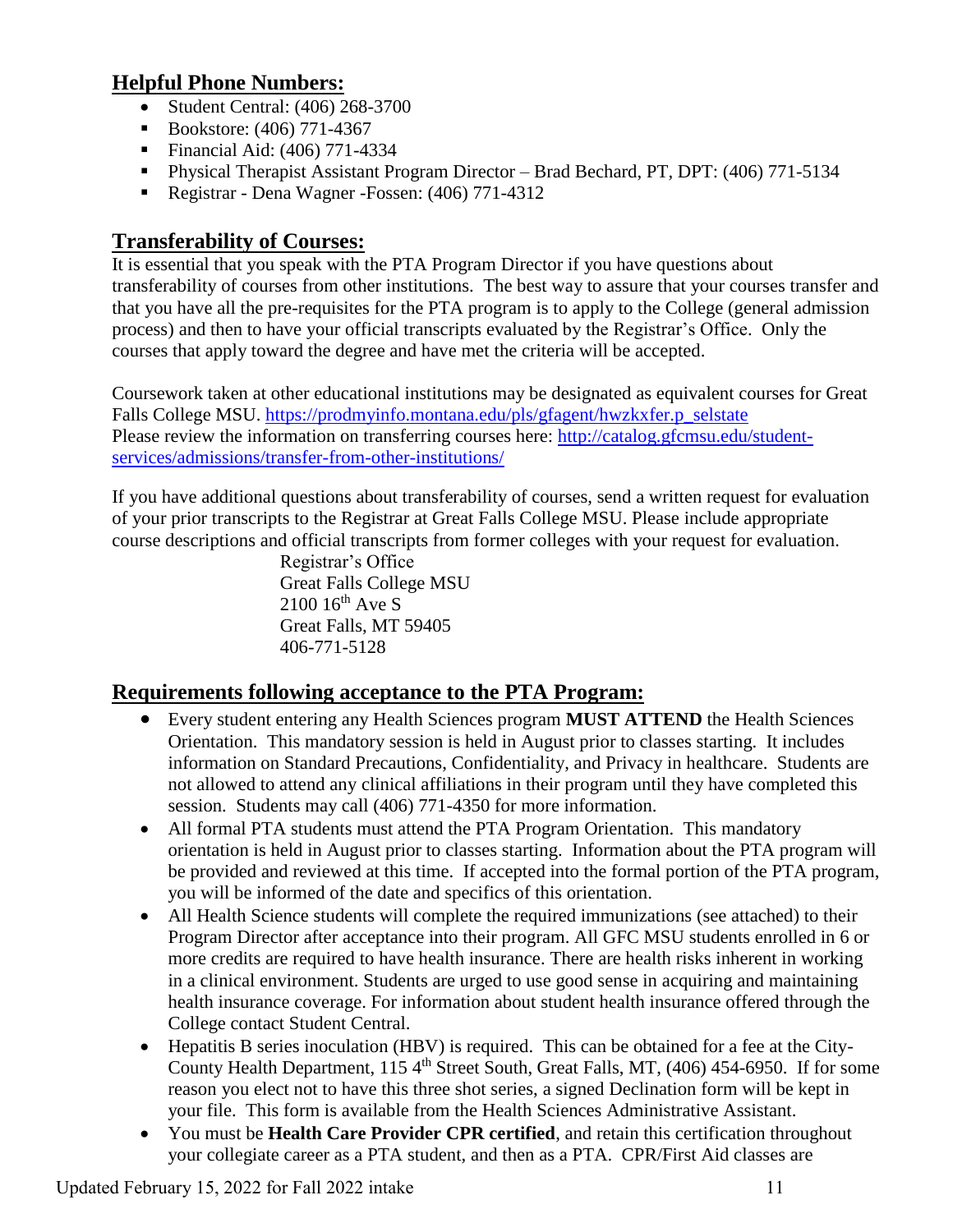## Helpful Phone Numbers:

- Student Central: (406) 268-3700
- Bookstore: (406) 771-4367
- Financial Aid: (406) 771-4334
- Physical Therapist Assistant Program Director – Brad Bechard, PT, DPT: (406) 771-5134
- Registrar - Dena Wagner -Fossen: (406) 771-4312

## Transferability of Courses:

It is essential that you speak with the PTA Program Director if you have questions about transferability of courses from other institutions. The best way to assure that your courses transfer and that you have all the pre-requisites for the PTA program is to apply to the College (general admission process) and then to have your official transcripts evaluated by the Registrar's Office. Only the courses that apply toward the degree and have met the criteria will be accepted.

Coursework taken at other educational institutions may be designated as equivalent courses for Great Falls College MSU. https://prodmyinfo.montana.edu/pls/gfagent/hwzkxfer.p_selstate
Please review the information on transferring courses here: http://catalog.gfcmsu.edu/student-services/admissions/transfer-from-other-institutions/

If you have additional questions about transferability of courses, send a written request for evaluation of your prior transcripts to the Registrar at Great Falls College MSU. Please include appropriate course descriptions and official transcripts from former colleges with your request for evaluation.

Registrar's Office
Great Falls College MSU
2100 16th Ave S
Great Falls, MT 59405
406-771-5128

## Requirements following acceptance to the PTA Program:

- Every student entering any Health Sciences program **MUST ATTEND** the Health Sciences Orientation. This mandatory session is held in August prior to classes starting. It includes information on Standard Precautions, Confidentiality, and Privacy in healthcare. Students are not allowed to attend any clinical affiliations in their program until they have completed this session. Students may call (406) 771-4350 for more information.
- All formal PTA students must attend the PTA Program Orientation. This mandatory orientation is held in August prior to classes starting. Information about the PTA program will be provided and reviewed at this time. If accepted into the formal portion of the PTA program, you will be informed of the date and specifics of this orientation.
- All Health Science students will complete the required immunizations (see attached) to their Program Director after acceptance into their program. All GFC MSU students enrolled in 6 or more credits are required to have health insurance. There are health risks inherent in working in a clinical environment. Students are urged to use good sense in acquiring and maintaining health insurance coverage. For information about student health insurance offered through the College contact Student Central.
- Hepatitis B series inoculation (HBV) is required. This can be obtained for a fee at the City-County Health Department, 115 4th Street South, Great Falls, MT, (406) 454-6950. If for some reason you elect not to have this three shot series, a signed Declination form will be kept in your file. This form is available from the Health Sciences Administrative Assistant.
- You must be **Health Care Provider CPR certified**, and retain this certification throughout your collegiate career as a PTA student, and then as a PTA. CPR/First Aid classes are

Updated February 15, 2022 for Fall 2022 intake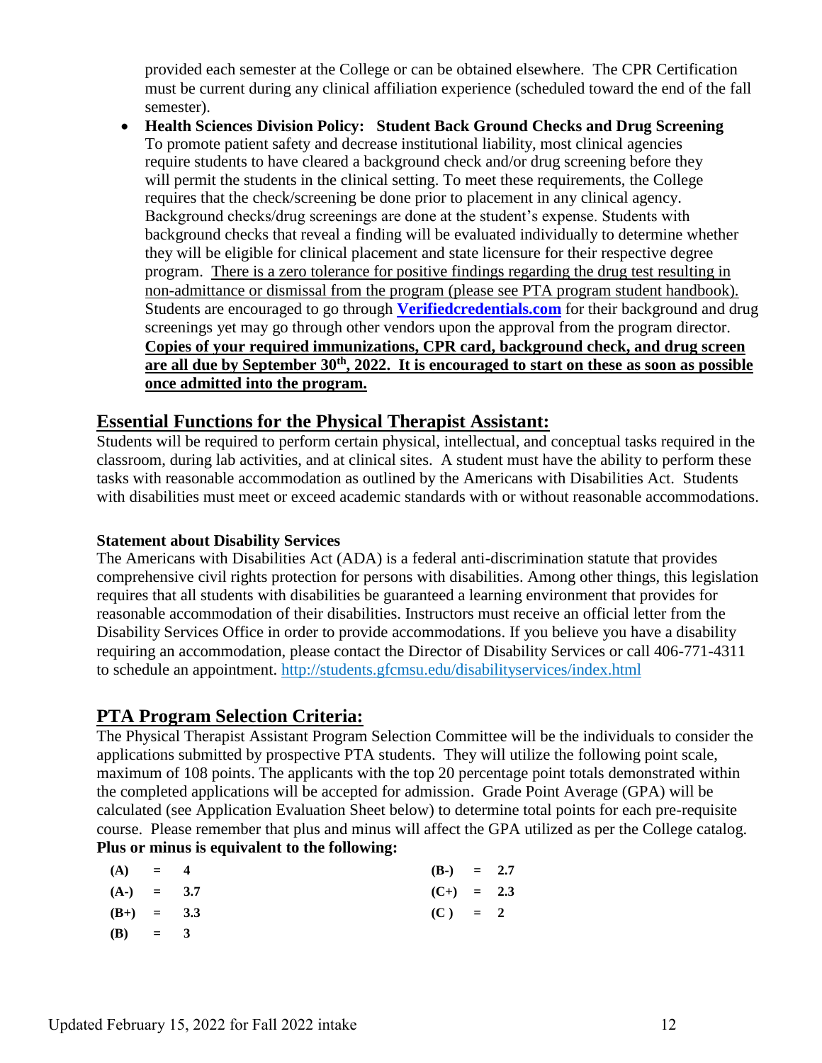provided each semester at the College or can be obtained elsewhere. The CPR Certification must be current during any clinical affiliation experience (scheduled toward the end of the fall semester).

- **Health Sciences Division Policy: Student Back Ground Checks and Drug Screening** To promote patient safety and decrease institutional liability, most clinical agencies require students to have cleared a background check and/or drug screening before they will permit the students in the clinical setting. To meet these requirements, the College requires that the check/screening be done prior to placement in any clinical agency. Background checks/drug screenings are done at the student's expense. Students with background checks that reveal a finding will be evaluated individually to determine whether they will be eligible for clinical placement and state licensure for their respective degree program. <u>There is a zero tolerance for positive findings regarding the drug test resulting in non-admittance or dismissal from the program (please see PTA program student handbook).</u> Students are encouraged to go through **[Verifiedcredentials.com](http://Verifiedcredentials.com)** for their background and drug screenings yet may go through other vendors upon the approval from the program director. **<u>Copies of your required immunizations, CPR card, background check, and drug screen are all due by September 30th, 2022. It is encouraged to start on these as soon as possible once admitted into the program.</u>**

## Essential Functions for the Physical Therapist Assistant:

Students will be required to perform certain physical, intellectual, and conceptual tasks required in the classroom, during lab activities, and at clinical sites. A student must have the ability to perform these tasks with reasonable accommodation as outlined by the Americans with Disabilities Act. Students with disabilities must meet or exceed academic standards with or without reasonable accommodations.

**Statement about Disability Services**

The Americans with Disabilities Act (ADA) is a federal anti-discrimination statute that provides comprehensive civil rights protection for persons with disabilities. Among other things, this legislation requires that all students with disabilities be guaranteed a learning environment that provides for reasonable accommodation of their disabilities. Instructors must receive an official letter from the Disability Services Office in order to provide accommodations. If you believe you have a disability requiring an accommodation, please contact the Director of Disability Services or call 406-771-4311 to schedule an appointment. http://students.gfcmsu.edu/disabilityservices/index.html

## PTA Program Selection Criteria:

The Physical Therapist Assistant Program Selection Committee will be the individuals to consider the applications submitted by prospective PTA students. They will utilize the following point scale, maximum of 108 points. The applicants with the top 20 percentage point totals demonstrated within the completed applications will be accepted for admission. Grade Point Average (GPA) will be calculated (see Application Evaluation Sheet below) to determine total points for each pre-requisite course. Please remember that plus and minus will affect the GPA utilized as per the College catalog.
**Plus or minus is equivalent to the following:**

| | | | | | |
|---|---|---|---|---|---|
| **(A)** | **=** | **4** | **(B-)** | **=** | **2.7** |
| **(A-)** | **=** | **3.7** | **(C+)** | **=** | **2.3** |
| **(B+)** | **=** | **3.3** | **(C )** | **=** | **2** |
| **(B)** | **=** | **3** | | | |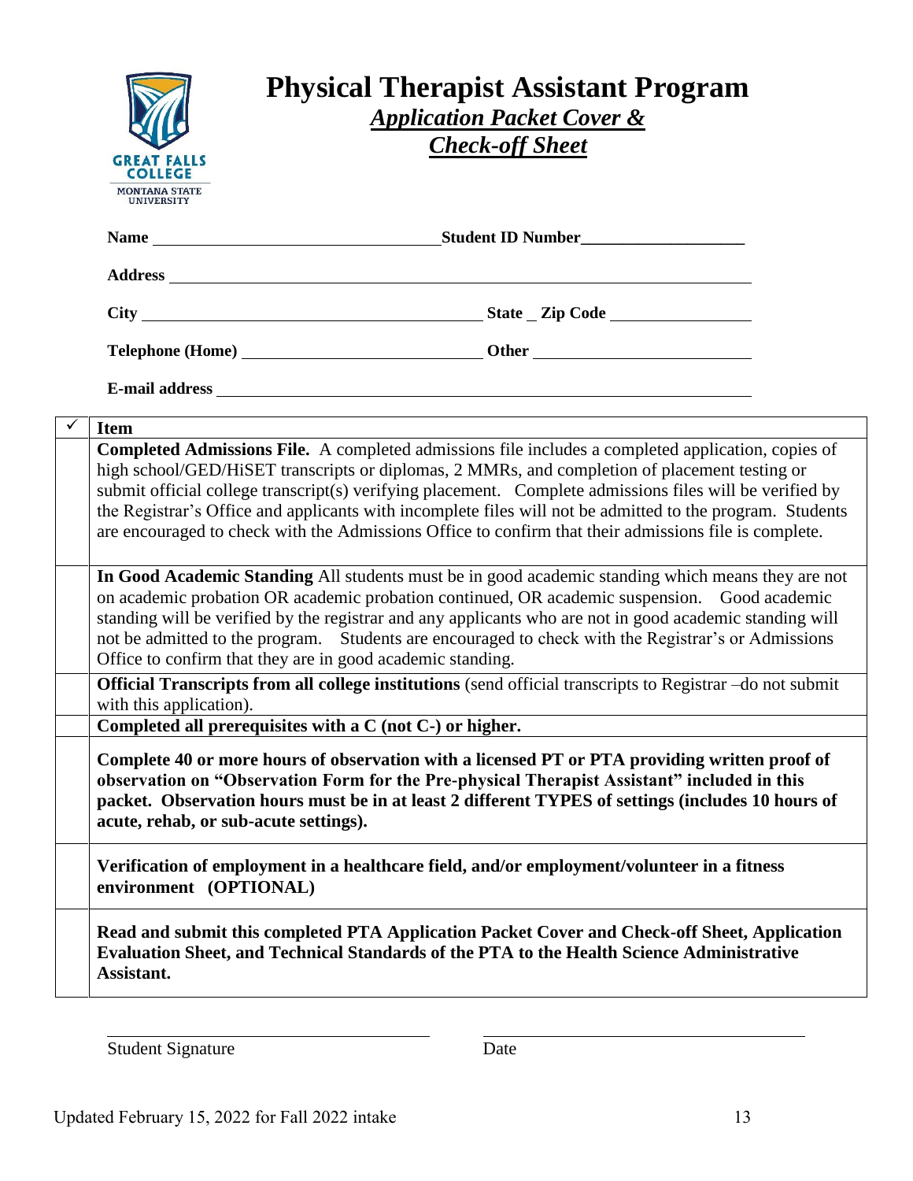GREAT FALLS COLLEGE
MONTANA STATE UNIVERSITY

# Physical Therapist Assistant Program

## *Application Packet Cover & Check-off Sheet*

**Name** ______________________ **Student ID Number** ______________________

**Address** ______________________

**City** ______________________ **State** _ **Zip Code** ______________________

**Telephone (Home)** ______________________ **Other** ______________________

**E-mail address** ______________________

| ✓ | Item |
|---|---|
| | **Completed Admissions File.** A completed admissions file includes a completed application, copies of high school/GED/HiSET transcripts or diplomas, 2 MMRs, and completion of placement testing or submit official college transcript(s) verifying placement. Complete admissions files will be verified by the Registrar's Office and applicants with incomplete files will not be admitted to the program. Students are encouraged to check with the Admissions Office to confirm that their admissions file is complete. |
| | **In Good Academic Standing** All students must be in good academic standing which means they are not on academic probation OR academic probation continued, OR academic suspension. Good academic standing will be verified by the registrar and any applicants who are not in good academic standing will not be admitted to the program. Students are encouraged to check with the Registrar's or Admissions Office to confirm that they are in good academic standing. |
| | **Official Transcripts from all college institutions** (send official transcripts to Registrar –do not submit with this application). |
| | **Completed all prerequisites with a C (not C-) or higher.** |
| | **Complete 40 or more hours of observation with a licensed PT or PTA providing written proof of observation on "Observation Form for the Pre-physical Therapist Assistant" included in this packet. Observation hours must be in at least 2 different TYPES of settings (includes 10 hours of acute, rehab, or sub-acute settings).** |
| | **Verification of employment in a healthcare field, and/or employment/volunteer in a fitness environment (OPTIONAL)** |
| | **Read and submit this completed PTA Application Packet Cover and Check-off Sheet, Application Evaluation Sheet, and Technical Standards of the PTA to the Health Science Administrative Assistant.** |

______________________ ______________________

Student Signature Date

Updated February 15, 2022 for Fall 2022 intake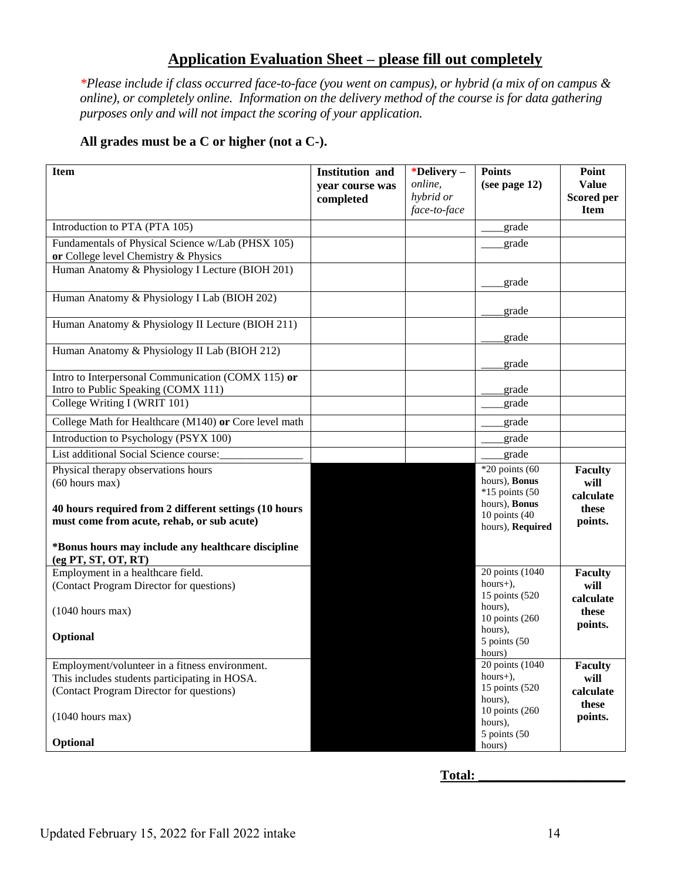## Application Evaluation Sheet – please fill out completely

*\*Please include if class occurred face-to-face (you went on campus), or hybrid (a mix of on campus & online), or completely online. Information on the delivery method of the course is for data gathering purposes only and will not impact the scoring of your application.*

**All grades must be a C or higher (not a C-).**

| Item | Institution and year course was completed | *Delivery – *online, hybrid or face-to-face* | Points (see page 12) | Point Value Scored per Item |
|---|---|---|---|---|
| Introduction to PTA (PTA 105) | | | ____grade | |
| Fundamentals of Physical Science w/Lab (PHSX 105) **or** College level Chemistry & Physics | | | ____grade | |
| Human Anatomy & Physiology I Lecture (BIOH 201) | | | ____grade | |
| Human Anatomy & Physiology I Lab (BIOH 202) | | | ____grade | |
| Human Anatomy & Physiology II Lecture (BIOH 211) | | | ____grade | |
| Human Anatomy & Physiology II Lab (BIOH 212) | | | ____grade | |
| Intro to Interpersonal Communication (COMX 115) **or** Intro to Public Speaking (COMX 111) | | | ____grade | |
| College Writing I (WRIT 101) | | | ____grade | |
| College Math for Healthcare (M140) **or** Core level math | | | ____grade | |
| Introduction to Psychology (PSYX 100) | | | ____grade | |
| List additional Social Science course:_______________ | | | ____grade | |
| Physical therapy observations hours (60 hours max)<br><br>**40 hours required from 2 different settings (10 hours must come from acute, rehab, or sub acute)**<br><br>**\*Bonus hours may include any healthcare discipline (eg PT, ST, OT, RT)** | | | *20 points (60 hours), **Bonus**<br>*15 points (50 hours), **Bonus**<br>10 points (40 hours), **Required** | **Faculty will calculate these points.** |
| Employment in a healthcare field. (Contact Program Director for questions)<br><br>(1040 hours max)<br><br>**Optional** | | | 20 points (1040 hours+),<br>15 points (520 hours),<br>10 points (260 hours),<br>5 points (50 hours) | **Faculty will calculate these points.** |
| Employment/volunteer in a fitness environment. This includes students participating in HOSA. (Contact Program Director for questions)<br><br>(1040 hours max)<br><br>**Optional** | | | 20 points (1040 hours+),<br>15 points (520 hours),<br>10 points (260 hours),<br>5 points (50 hours) | **Faculty will calculate these points.** |

**Total: ____________________**

Updated February 15, 2022 for Fall 2022 intake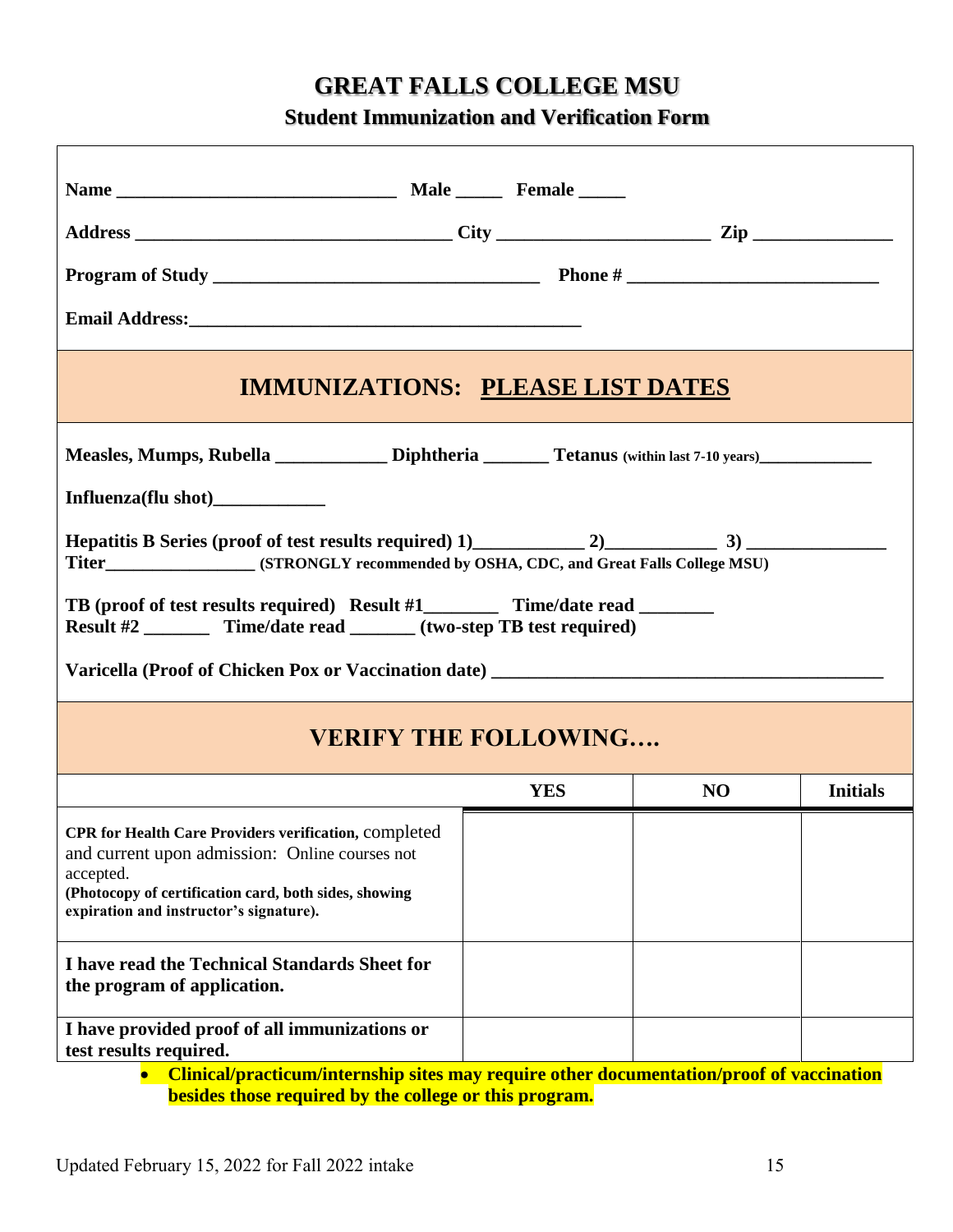# GREAT FALLS COLLEGE MSU

## Student Immunization and Verification Form

**Name** ______________________________ **Male** _____ **Female** _____

**Address** __________________________________ **City** ______________________ **Zip** ______________

**Program of Study** __________________________________ **Phone #** __________________________

**Email Address:**__________________________________________

## IMMUNIZATIONS: PLEASE LIST DATES

**Measles, Mumps, Rubella** ____________ **Diphtheria** _______ **Tetanus** (within last 7-10 years)____________

**Influenza(flu shot)**____________

**Hepatitis B Series (proof of test results required) 1)**____________ **2)**____________ **3)** _______________
**Titer**________________ **(STRONGLY recommended by OSHA, CDC, and Great Falls College MSU)**

**TB (proof of test results required) Result #1**________ **Time/date read** ________
**Result #2** _______ **Time/date read** _______ **(two-step TB test required)**

**Varicella (Proof of Chicken Pox or Vaccination date)** __________________________________________

## VERIFY THE FOLLOWING….

| | YES | NO | Initials |
|---|---|---|---|
| **CPR for Health Care Providers verification,** completed and current upon admission: Online courses not accepted. **(Photocopy of certification card, both sides, showing expiration and instructor's signature).** | | | |
| **I have read the Technical Standards Sheet for the program of application.** | | | |
| **I have provided proof of all immunizations or test results required.** | | | |

- **Clinical/practicum/internship sites may require other documentation/proof of vaccination besides those required by the college or this program.**

Updated February 15, 2022 for Fall 2022 intake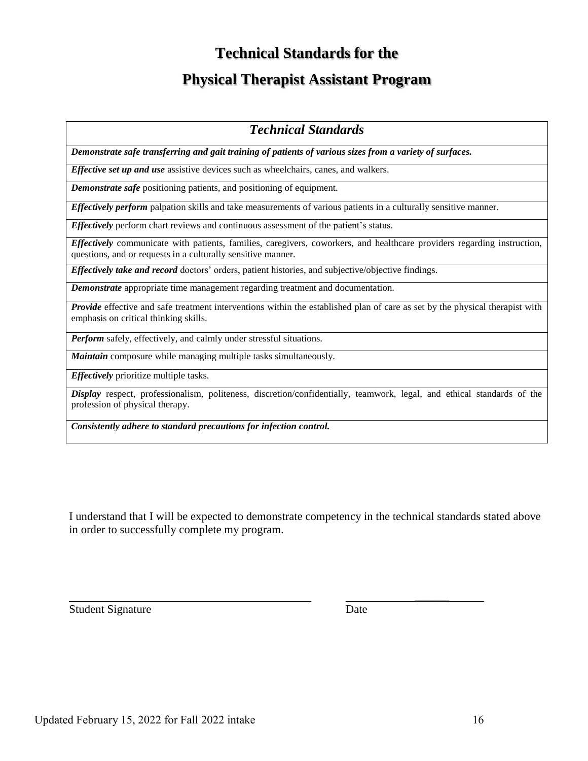# Technical Standards for the

# Physical Therapist Assistant Program

| *Technical Standards* |
|---|
| ***Demonstrate safe transferring and gait training of patients of various sizes from a variety of surfaces.*** |
| ***Effective set up and use*** assistive devices such as wheelchairs, canes, and walkers. |
| ***Demonstrate safe*** positioning patients, and positioning of equipment. |
| ***Effectively perform*** palpation skills and take measurements of various patients in a culturally sensitive manner. |
| ***Effectively*** perform chart reviews and continuous assessment of the patient's status. |
| ***Effectively*** communicate with patients, families, caregivers, coworkers, and healthcare providers regarding instruction, questions, and or requests in a culturally sensitive manner. |
| ***Effectively take and record*** doctors' orders, patient histories, and subjective/objective findings. |
| ***Demonstrate*** appropriate time management regarding treatment and documentation. |
| ***Provide*** effective and safe treatment interventions within the established plan of care as set by the physical therapist with emphasis on critical thinking skills. |
| ***Perform*** safely, effectively, and calmly under stressful situations. |
| ***Maintain*** composure while managing multiple tasks simultaneously. |
| ***Effectively*** prioritize multiple tasks. |
| ***Display*** respect, professionalism, politeness, discretion/confidentially, teamwork, legal, and ethical standards of the profession of physical therapy. |
| ***Consistently adhere to standard precautions for infection control.*** |

I understand that I will be expected to demonstrate competency in the technical standards stated above in order to successfully complete my program.

\_\_\_\_\_\_\_\_\_\_\_\_\_\_\_\_\_\_\_\_\_\_\_\_\_\_\_\_\_\_\_\_\_\_\_\_\_\_\_\_\_\_ \_\_\_\_\_\_\_\_\_\_\_\_\_\_\_\_\_\_\_\_\_\_\_\_

Student Signature Date

Updated February 15, 2022 for Fall 2022 intake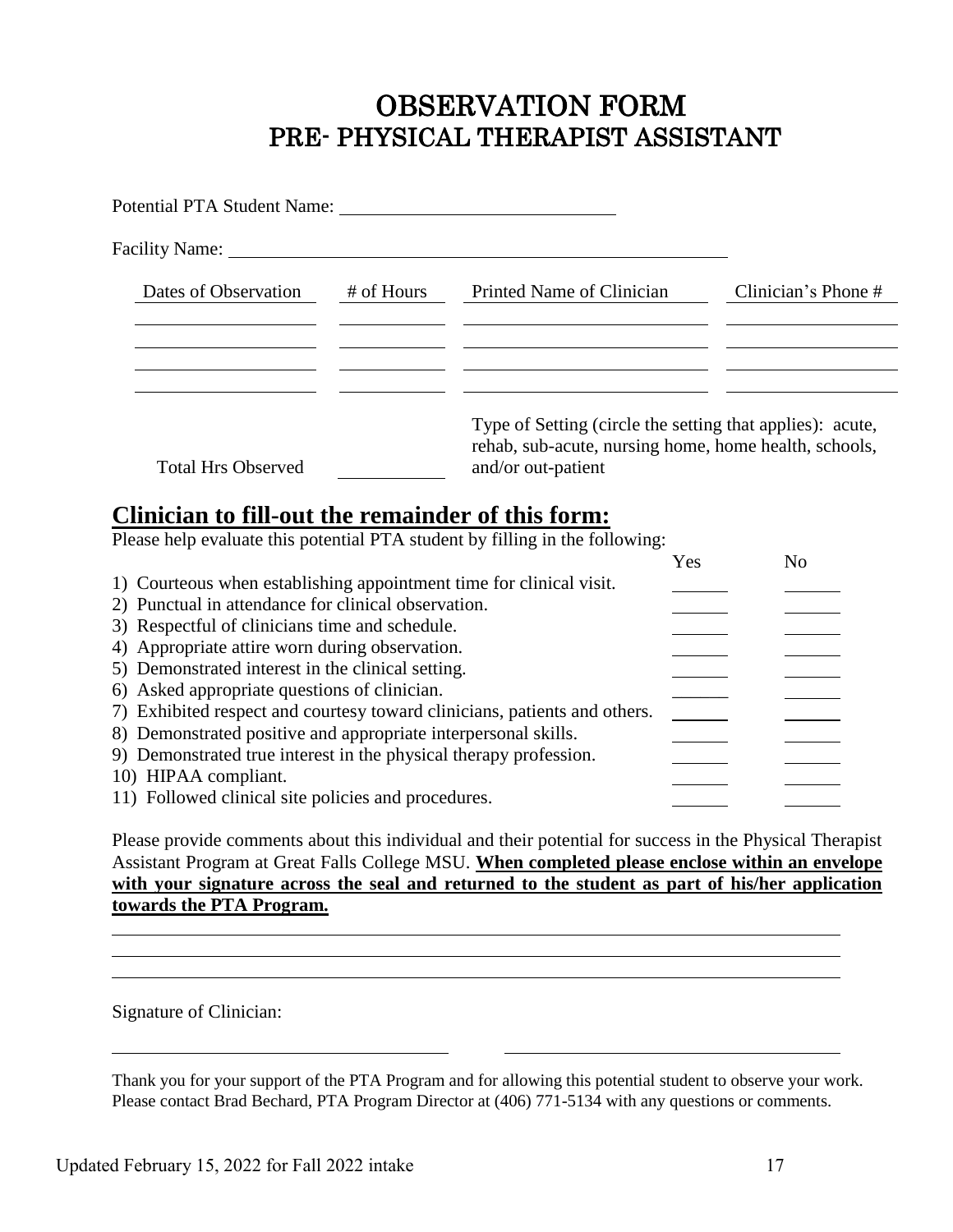# OBSERVATION FORM
# PRE- PHYSICAL THERAPIST ASSISTANT

Potential PTA Student Name: ______________________________

Facility Name: ______________________________________________________

| Dates of Observation | # of Hours | Printed Name of Clinician | Clinician's Phone # |
|---|---|---|---|
| | | | |
| | | | |
| | | | |
| | | | |

Total Hrs Observed ___________

Type of Setting (circle the setting that applies): acute, rehab, sub-acute, nursing home, home health, schools, and/or out-patient

## Clinician to fill-out the remainder of this form:

Please help evaluate this potential PTA student by filling in the following:

| | Yes | No |
|---|---|---|
| 1) Courteous when establishing appointment time for clinical visit. | ______ | ______ |
| 2) Punctual in attendance for clinical observation. | ______ | ______ |
| 3) Respectful of clinicians time and schedule. | ______ | ______ |
| 4) Appropriate attire worn during observation. | ______ | ______ |
| 5) Demonstrated interest in the clinical setting. | ______ | ______ |
| 6) Asked appropriate questions of clinician. | ______ | ______ |
| 7) Exhibited respect and courtesy toward clinicians, patients and others. | ______ | ______ |
| 8) Demonstrated positive and appropriate interpersonal skills. | ______ | ______ |
| 9) Demonstrated true interest in the physical therapy profession. | ______ | ______ |
| 10) HIPAA compliant. | ______ | ______ |
| 11) Followed clinical site policies and procedures. | ______ | ______ |

Please provide comments about this individual and their potential for success in the Physical Therapist Assistant Program at Great Falls College MSU. **When completed please enclose within an envelope with your signature across the seal and returned to the student as part of his/her application towards the PTA Program.**

______________________________________________________________________

______________________________________________________________________

______________________________________________________________________

Signature of Clinician:

____________________________________  ____________________________________

Thank you for your support of the PTA Program and for allowing this potential student to observe your work. Please contact Brad Bechard, PTA Program Director at (406) 771-5134 with any questions or comments.

Updated February 15, 2022 for Fall 2022 intake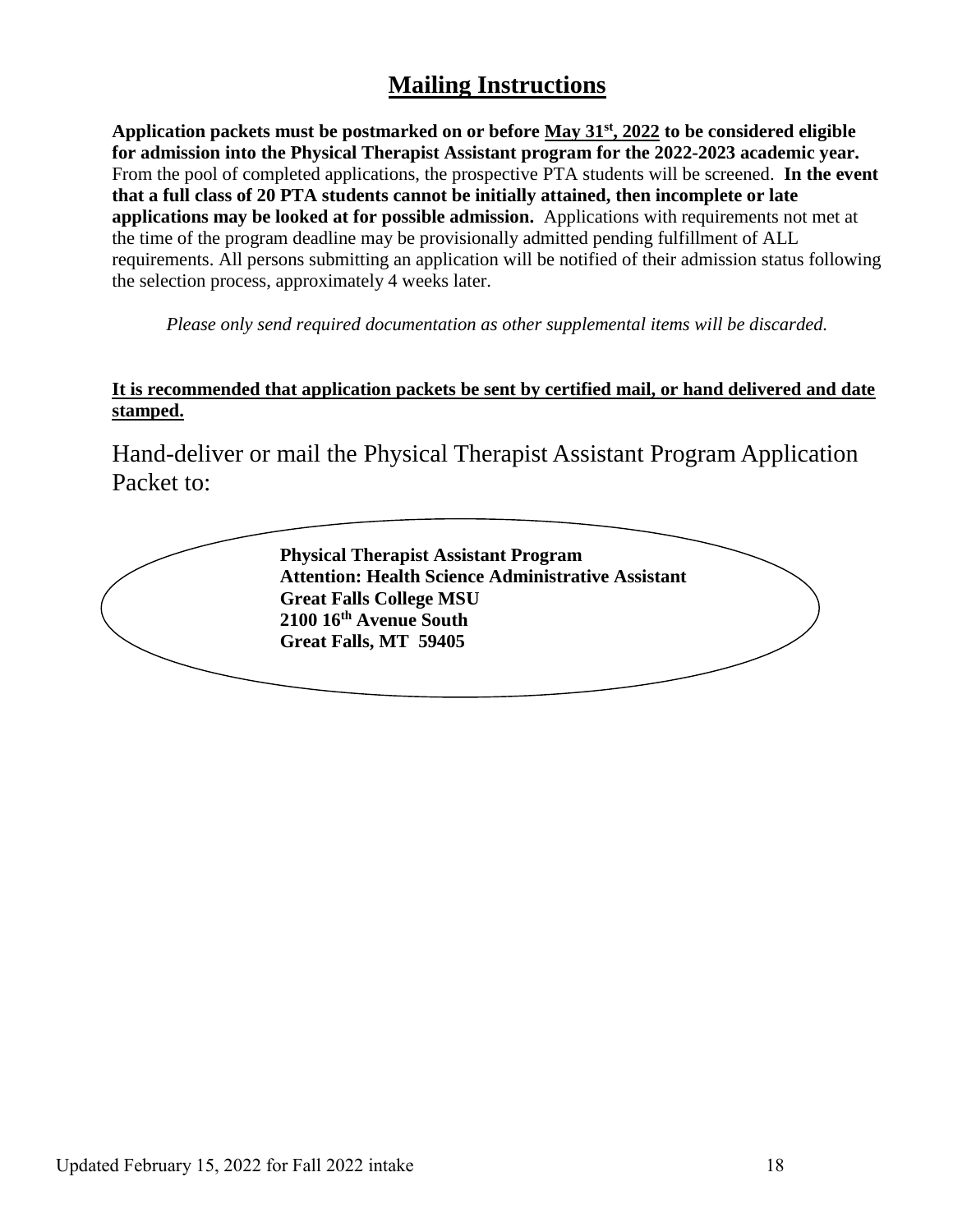# Mailing Instructions

**Application packets must be postmarked on or before May 31st, 2022 to be considered eligible for admission into the Physical Therapist Assistant program for the 2022-2023 academic year.** From the pool of completed applications, the prospective PTA students will be screened. **In the event that a full class of 20 PTA students cannot be initially attained, then incomplete or late applications may be looked at for possible admission.** Applications with requirements not met at the time of the program deadline may be provisionally admitted pending fulfillment of ALL requirements. All persons submitting an application will be notified of their admission status following the selection process, approximately 4 weeks later.

*Please only send required documentation as other supplemental items will be discarded.*

**It is recommended that application packets be sent by certified mail, or hand delivered and date stamped.**

Hand-deliver or mail the Physical Therapist Assistant Program Application Packet to:

**Physical Therapist Assistant Program**
**Attention: Health Science Administrative Assistant**
**Great Falls College MSU**
**2100 16th Avenue South**
**Great Falls, MT 59405**

Updated February 15, 2022 for Fall 2022 intake